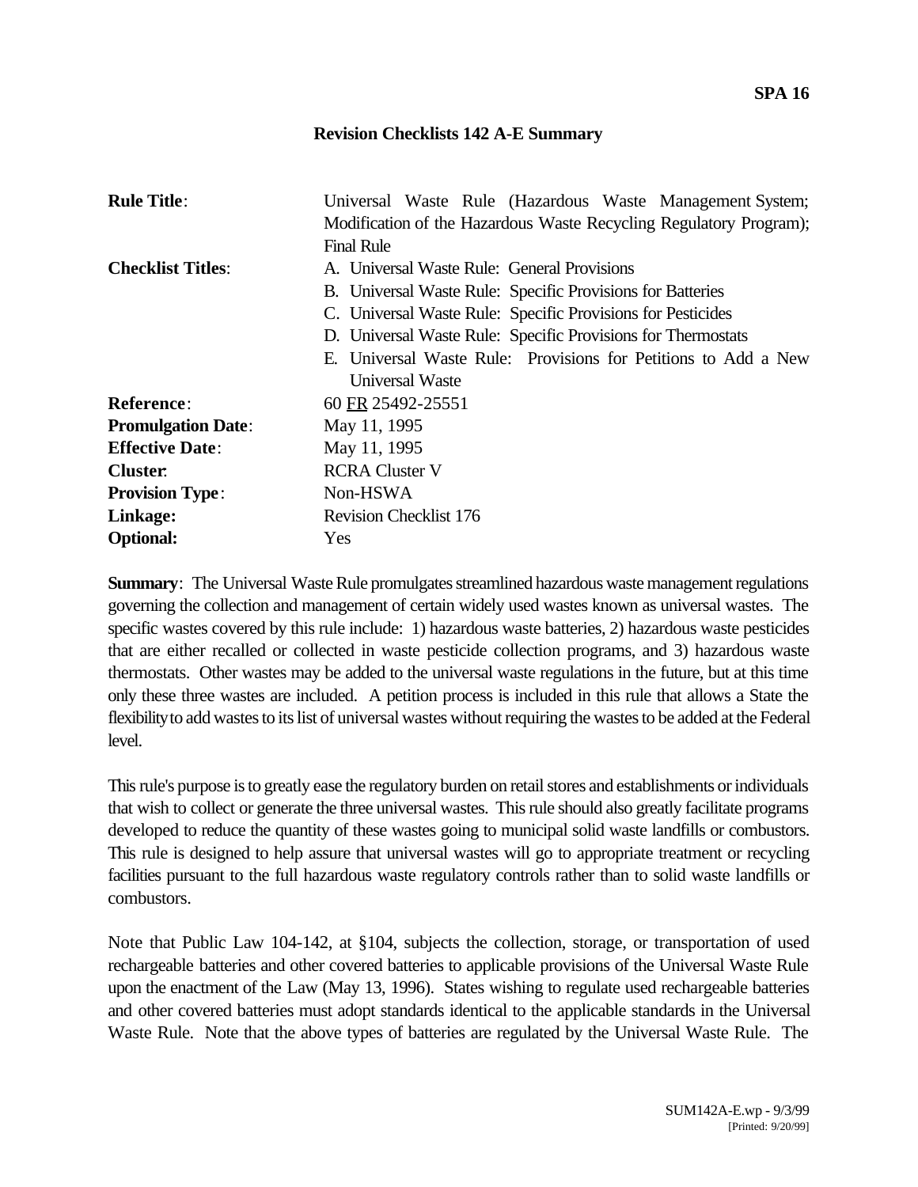**SPA 16**

## Revision Checklists 142 A-E Summary

| | |
|---|---|
| **Rule Title**: | Universal Waste Rule (Hazardous Waste Management System; Modification of the Hazardous Waste Recycling Regulatory Program); Final Rule |
| **Checklist Titles**: | A. Universal Waste Rule: General Provisions<br>B. Universal Waste Rule: Specific Provisions for Batteries<br>C. Universal Waste Rule: Specific Provisions for Pesticides<br>D. Universal Waste Rule: Specific Provisions for Thermostats<br>E. Universal Waste Rule: Provisions for Petitions to Add a New Universal Waste |
| **Reference**: | 60 FR 25492-25551 |
| **Promulgation Date**: | May 11, 1995 |
| **Effective Date**: | May 11, 1995 |
| **Cluster**: | RCRA Cluster V |
| **Provision Type**: | Non-HSWA |
| **Linkage:** | Revision Checklist 176 |
| **Optional:** | Yes |

**Summary**: The Universal Waste Rule promulgates streamlined hazardous waste management regulations governing the collection and management of certain widely used wastes known as universal wastes. The specific wastes covered by this rule include: 1) hazardous waste batteries, 2) hazardous waste pesticides that are either recalled or collected in waste pesticide collection programs, and 3) hazardous waste thermostats. Other wastes may be added to the universal waste regulations in the future, but at this time only these three wastes are included. A petition process is included in this rule that allows a State the flexibility to add wastes to its list of universal wastes without requiring the wastes to be added at the Federal level.

This rule's purpose is to greatly ease the regulatory burden on retail stores and establishments or individuals that wish to collect or generate the three universal wastes. This rule should also greatly facilitate programs developed to reduce the quantity of these wastes going to municipal solid waste landfills or combustors. This rule is designed to help assure that universal wastes will go to appropriate treatment or recycling facilities pursuant to the full hazardous waste regulatory controls rather than to solid waste landfills or combustors.

Note that Public Law 104-142, at §104, subjects the collection, storage, or transportation of used rechargeable batteries and other covered batteries to applicable provisions of the Universal Waste Rule upon the enactment of the Law (May 13, 1996). States wishing to regulate used rechargeable batteries and other covered batteries must adopt standards identical to the applicable standards in the Universal Waste Rule. Note that the above types of batteries are regulated by the Universal Waste Rule. The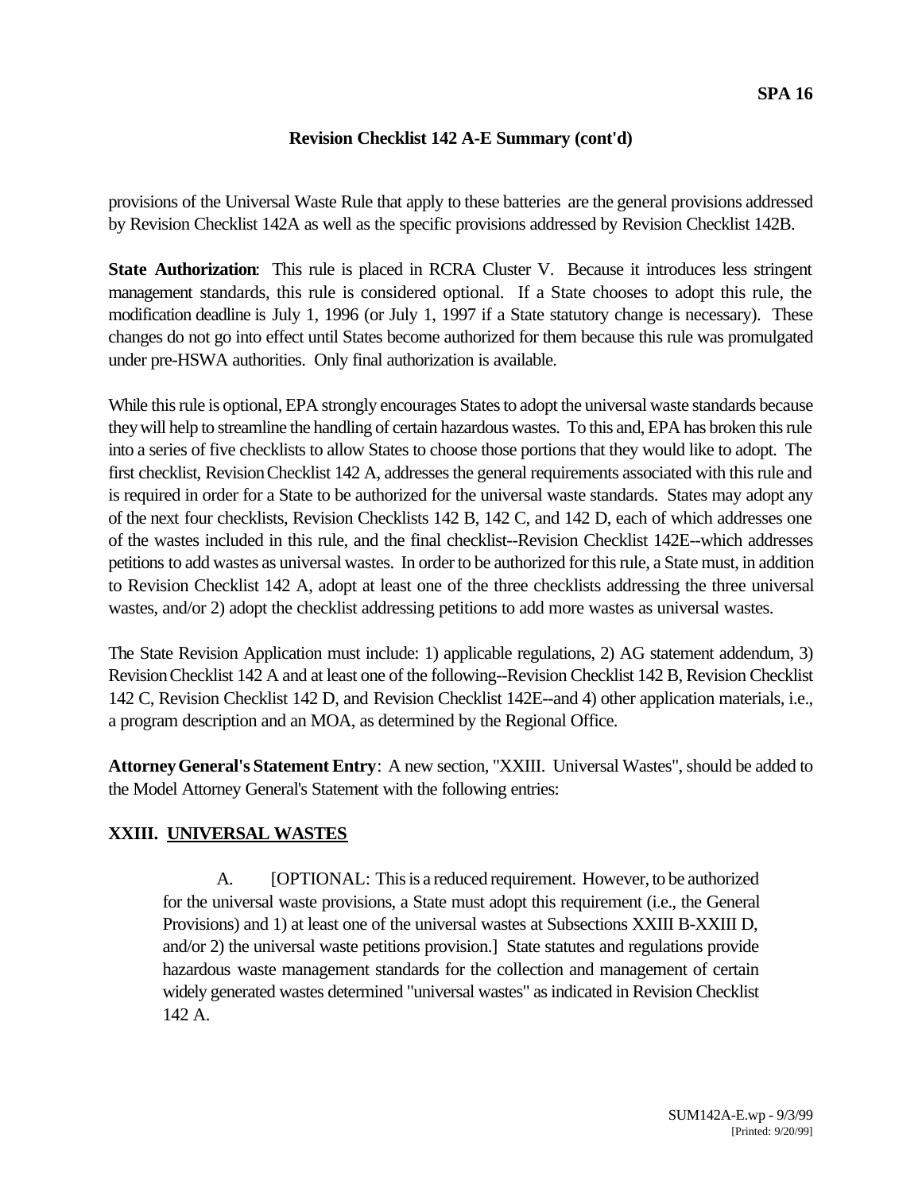## Revision Checklist 142 A-E Summary (cont'd)

provisions of the Universal Waste Rule that apply to these batteries are the general provisions addressed by Revision Checklist 142A as well as the specific provisions addressed by Revision Checklist 142B.

**State Authorization**: This rule is placed in RCRA Cluster V. Because it introduces less stringent management standards, this rule is considered optional. If a State chooses to adopt this rule, the modification deadline is July 1, 1996 (or July 1, 1997 if a State statutory change is necessary). These changes do not go into effect until States become authorized for them because this rule was promulgated under pre-HSWA authorities. Only final authorization is available.

While this rule is optional, EPA strongly encourages States to adopt the universal waste standards because they will help to streamline the handling of certain hazardous wastes. To this and, EPA has broken this rule into a series of five checklists to allow States to choose those portions that they would like to adopt. The first checklist, Revision Checklist 142 A, addresses the general requirements associated with this rule and is required in order for a State to be authorized for the universal waste standards. States may adopt any of the next four checklists, Revision Checklists 142 B, 142 C, and 142 D, each of which addresses one of the wastes included in this rule, and the final checklist--Revision Checklist 142E--which addresses petitions to add wastes as universal wastes. In order to be authorized for this rule, a State must, in addition to Revision Checklist 142 A, adopt at least one of the three checklists addressing the three universal wastes, and/or 2) adopt the checklist addressing petitions to add more wastes as universal wastes.

The State Revision Application must include: 1) applicable regulations, 2) AG statement addendum, 3) Revision Checklist 142 A and at least one of the following--Revision Checklist 142 B, Revision Checklist 142 C, Revision Checklist 142 D, and Revision Checklist 142E--and 4) other application materials, i.e., a program description and an MOA, as determined by the Regional Office.

**Attorney General's Statement Entry**: A new section, "XXIII. Universal Wastes", should be added to the Model Attorney General's Statement with the following entries:

### XXIII. UNIVERSAL WASTES

A. [OPTIONAL: This is a reduced requirement. However, to be authorized for the universal waste provisions, a State must adopt this requirement (i.e., the General Provisions) and 1) at least one of the universal wastes at Subsections XXIII B-XXIII D, and/or 2) the universal waste petitions provision.] State statutes and regulations provide hazardous waste management standards for the collection and management of certain widely generated wastes determined "universal wastes" as indicated in Revision Checklist 142 A.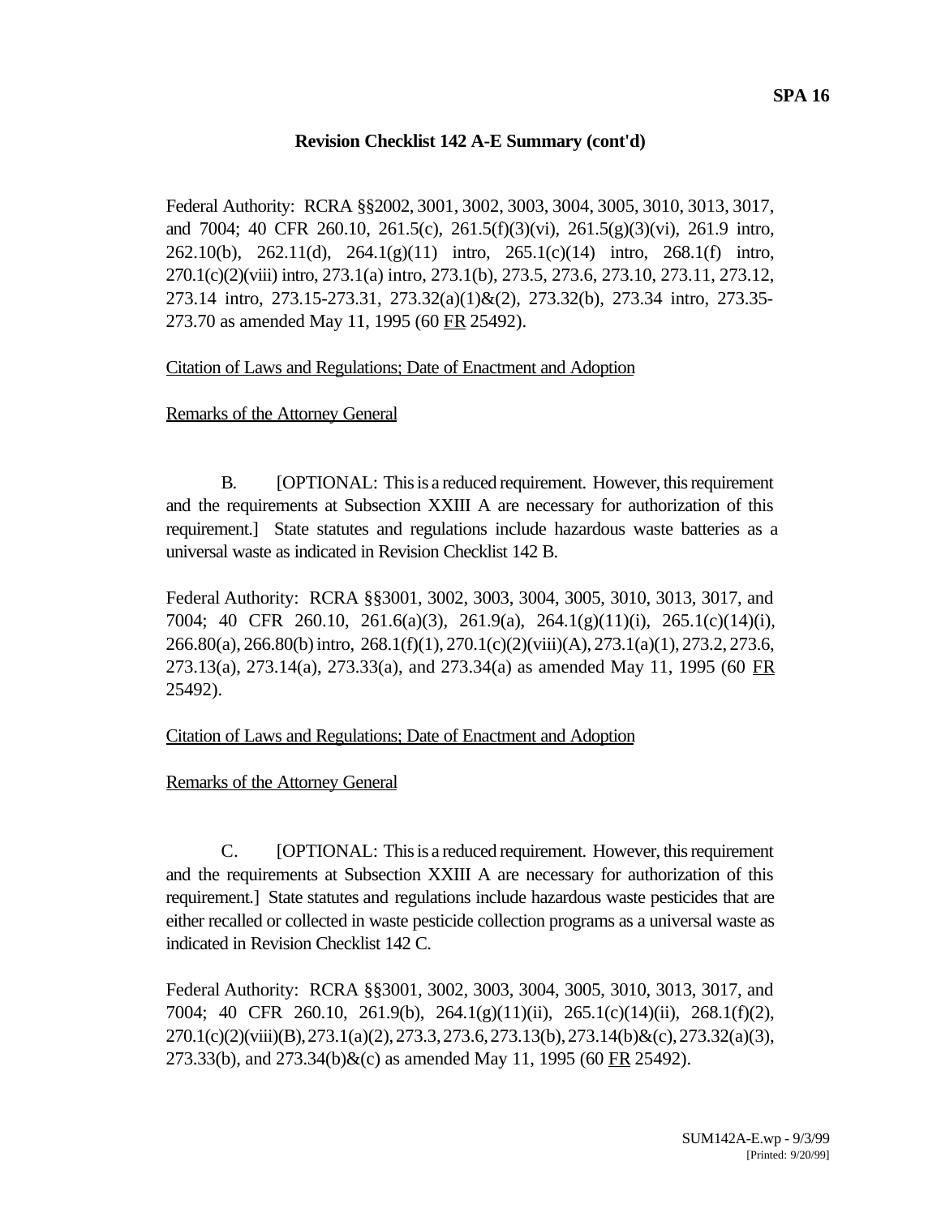**SPA 16**

**Revision Checklist 142 A-E Summary (cont'd)**

Federal Authority: RCRA §§2002, 3001, 3002, 3003, 3004, 3005, 3010, 3013, 3017, and 7004; 40 CFR 260.10, 261.5(c), 261.5(f)(3)(vi), 261.5(g)(3)(vi), 261.9 intro, 262.10(b), 262.11(d), 264.1(g)(11) intro, 265.1(c)(14) intro, 268.1(f) intro, 270.1(c)(2)(viii) intro, 273.1(a) intro, 273.1(b), 273.5, 273.6, 273.10, 273.11, 273.12, 273.14 intro, 273.15-273.31, 273.32(a)(1)&(2), 273.32(b), 273.34 intro, 273.35-273.70 as amended May 11, 1995 (60 FR 25492).

Citation of Laws and Regulations; Date of Enactment and Adoption

Remarks of the Attorney General

B. [OPTIONAL: This is a reduced requirement. However, this requirement and the requirements at Subsection XXIII A are necessary for authorization of this requirement.] State statutes and regulations include hazardous waste batteries as a universal waste as indicated in Revision Checklist 142 B.

Federal Authority: RCRA §§3001, 3002, 3003, 3004, 3005, 3010, 3013, 3017, and 7004; 40 CFR 260.10, 261.6(a)(3), 261.9(a), 264.1(g)(11)(i), 265.1(c)(14)(i), 266.80(a), 266.80(b) intro, 268.1(f)(1), 270.1(c)(2)(viii)(A), 273.1(a)(1), 273.2, 273.6, 273.13(a), 273.14(a), 273.33(a), and 273.34(a) as amended May 11, 1995 (60 FR 25492).

Citation of Laws and Regulations; Date of Enactment and Adoption

Remarks of the Attorney General

C. [OPTIONAL: This is a reduced requirement. However, this requirement and the requirements at Subsection XXIII A are necessary for authorization of this requirement.] State statutes and regulations include hazardous waste pesticides that are either recalled or collected in waste pesticide collection programs as a universal waste as indicated in Revision Checklist 142 C.

Federal Authority: RCRA §§3001, 3002, 3003, 3004, 3005, 3010, 3013, 3017, and 7004; 40 CFR 260.10, 261.9(b), 264.1(g)(11)(ii), 265.1(c)(14)(ii), 268.1(f)(2), 270.1(c)(2)(viii)(B), 273.1(a)(2), 273.3, 273.6, 273.13(b), 273.14(b)&(c), 273.32(a)(3), 273.33(b), and 273.34(b)&(c) as amended May 11, 1995 (60 FR 25492).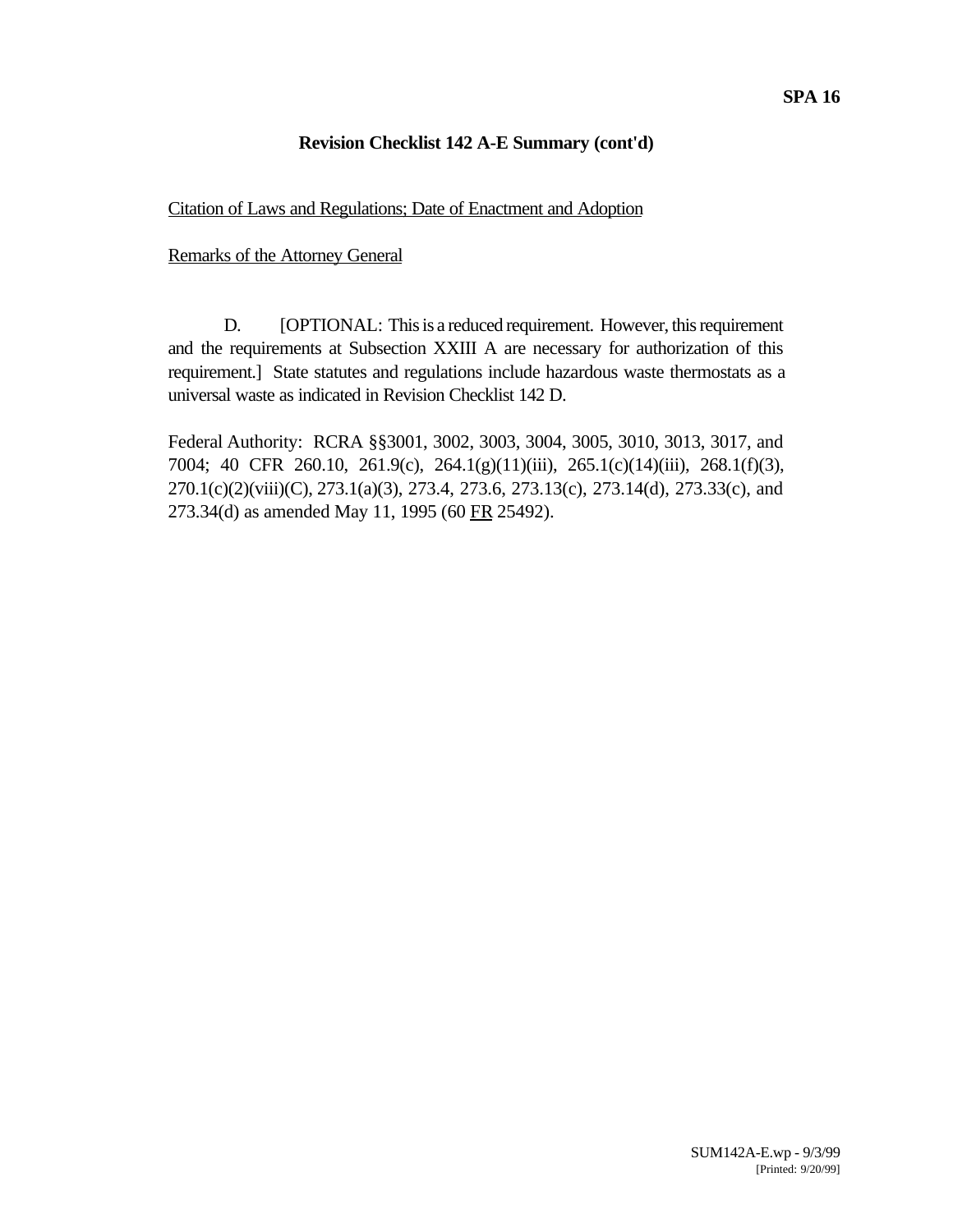**Revision Checklist 142 A-E Summary (cont'd)**

Citation of Laws and Regulations; Date of Enactment and Adoption

Remarks of the Attorney General

D. [OPTIONAL: This is a reduced requirement. However, this requirement and the requirements at Subsection XXIII A are necessary for authorization of this requirement.] State statutes and regulations include hazardous waste thermostats as a universal waste as indicated in Revision Checklist 142 D.

Federal Authority: RCRA §§3001, 3002, 3003, 3004, 3005, 3010, 3013, 3017, and 7004; 40 CFR 260.10, 261.9(c), 264.1(g)(11)(iii), 265.1(c)(14)(iii), 268.1(f)(3), 270.1(c)(2)(viii)(C), 273.1(a)(3), 273.4, 273.6, 273.13(c), 273.14(d), 273.33(c), and 273.34(d) as amended May 11, 1995 (60 FR 25492).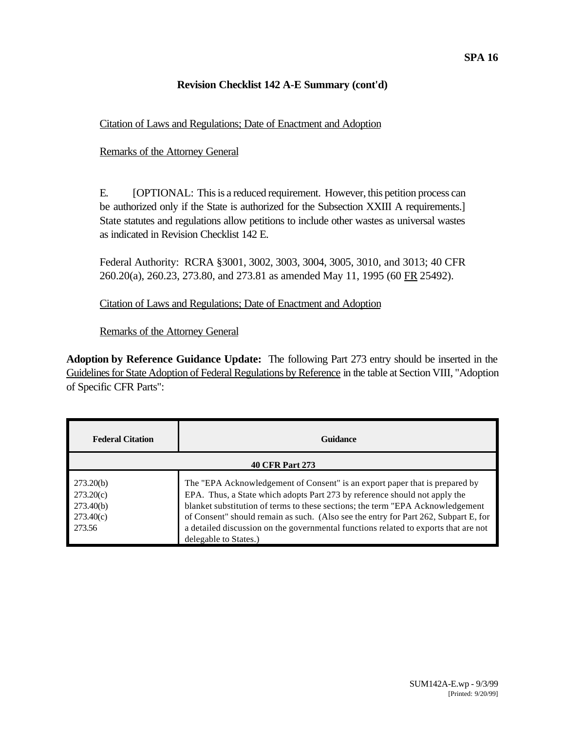## Revision Checklist 142 A-E Summary (cont'd)

Citation of Laws and Regulations; Date of Enactment and Adoption

Remarks of the Attorney General

E. [OPTIONAL: This is a reduced requirement. However, this petition process can be authorized only if the State is authorized for the Subsection XXIII A requirements.] State statutes and regulations allow petitions to include other wastes as universal wastes as indicated in Revision Checklist 142 E.

Federal Authority: RCRA §3001, 3002, 3003, 3004, 3005, 3010, and 3013; 40 CFR 260.20(a), 260.23, 273.80, and 273.81 as amended May 11, 1995 (60 FR 25492).

Citation of Laws and Regulations; Date of Enactment and Adoption

Remarks of the Attorney General

**Adoption by Reference Guidance Update:** The following Part 273 entry should be inserted in the Guidelines for State Adoption of Federal Regulations by Reference in the table at Section VIII, "Adoption of Specific CFR Parts":

| Federal Citation | Guidance |
|---|---|
| **40 CFR Part 273** | |
| 273.20(b)<br>273.20(c)<br>273.40(b)<br>273.40(c)<br>273.56 | The "EPA Acknowledgement of Consent" is an export paper that is prepared by EPA. Thus, a State which adopts Part 273 by reference should not apply the blanket substitution of terms to these sections; the term "EPA Acknowledgement of Consent" should remain as such. (Also see the entry for Part 262, Subpart E, for a detailed discussion on the governmental functions related to exports that are not delegable to States.) |